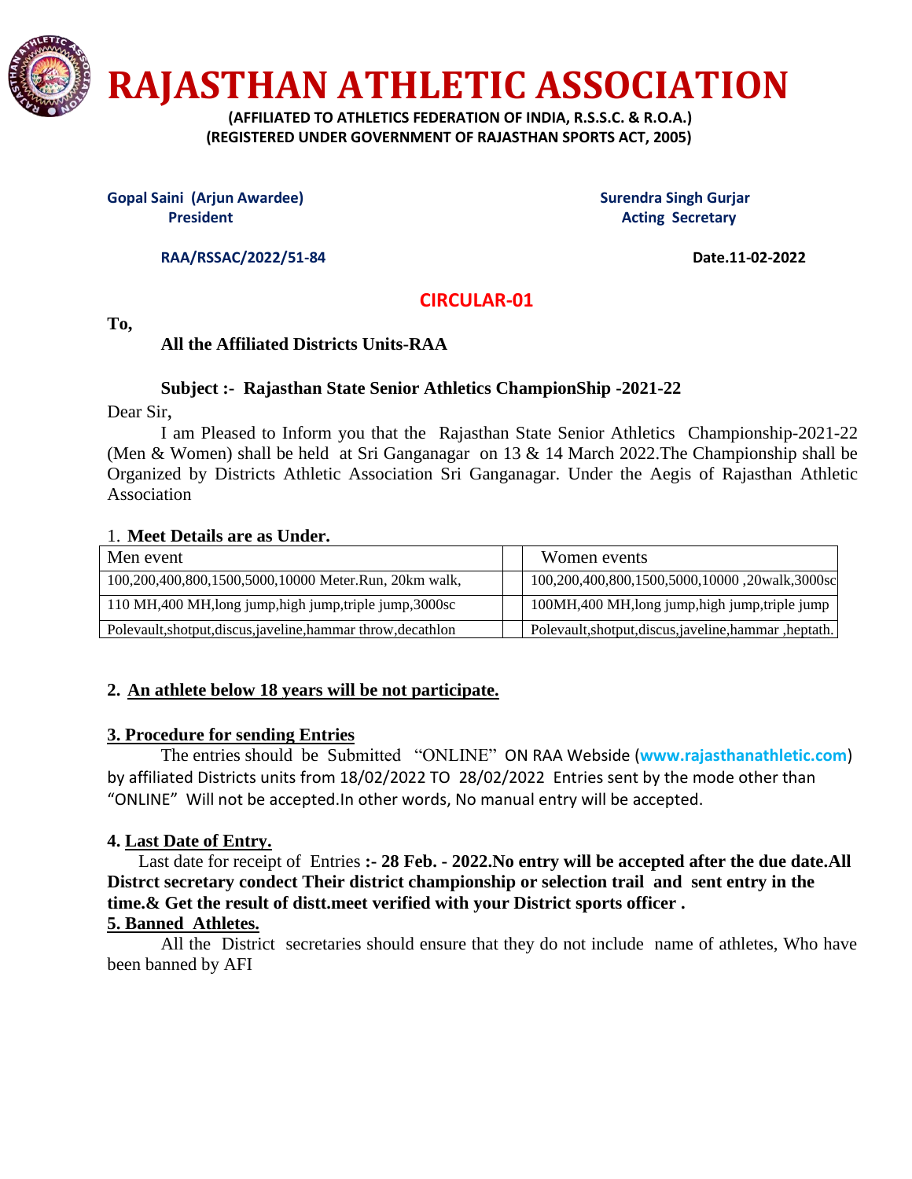# RAJASTHAN ATHLETIC ASSOCIATION

**(AFFILIATED TO ATHLETICS FEDERATION OF INDIA, R.S.S.C. & R.O.A.)**
**(REGISTERED UNDER GOVERNMENT OF RAJASTHAN SPORTS ACT, 2005)**

**Gopal Saini (Arjun Awardee)**
**President**

**Surendra Singh Gurjar**
**Acting Secretary**

**RAA/RSSAC/2022/51-84** **Date.11-02-2022**

## CIRCULAR-01

**To,**

**All the Affiliated Districts Units-RAA**

**Subject :- Rajasthan State Senior Athletics ChampionShip -2021-22**

Dear Sir,

I am Pleased to Inform you that the Rajasthan State Senior Athletics Championship-2021-22 (Men & Women) shall be held at Sri Ganganagar on 13 & 14 March 2022.The Championship shall be Organized by Districts Athletic Association Sri Ganganagar. Under the Aegis of Rajasthan Athletic Association

1. **Meet Details are as Under.**

| Men event | | Women events |
|---|---|---|
| 100,200,400,800,1500,5000,10000 Meter.Run, 20km walk, | | 100,200,400,800,1500,5000,10000 ,20walk,3000sc |
| 110 MH,400 MH,long jump,high jump,triple jump,3000sc | | 100MH,400 MH,long jump,high jump,triple jump |
| Polevault,shotput,discus,javeline,hammar throw,decathlon | | Polevault,shotput,discus,javeline,hammar ,heptath. |

**2. <u>An athlete below 18 years will be not participate.</u>**

**<u>3. Procedure for sending Entries</u>**

The entries should be Submitted "ONLINE" ON RAA Webside (**www.rajasthanathletic.com**) by affiliated Districts units from 18/02/2022 TO 28/02/2022 Entries sent by the mode other than "ONLINE" Will not be accepted.In other words, No manual entry will be accepted.

**4. <u>Last Date of Entry.</u>**

Last date for receipt of Entries **:- 28 Feb. - 2022.No entry will be accepted after the due date.All Distrct secretary condect Their district championship or selection trail and sent entry in the time.& Get the result of distt.meet verified with your District sports officer .**

**<u>5. Banned Athletes.</u>**

All the District secretaries should ensure that they do not include name of athletes, Who have been banned by AFI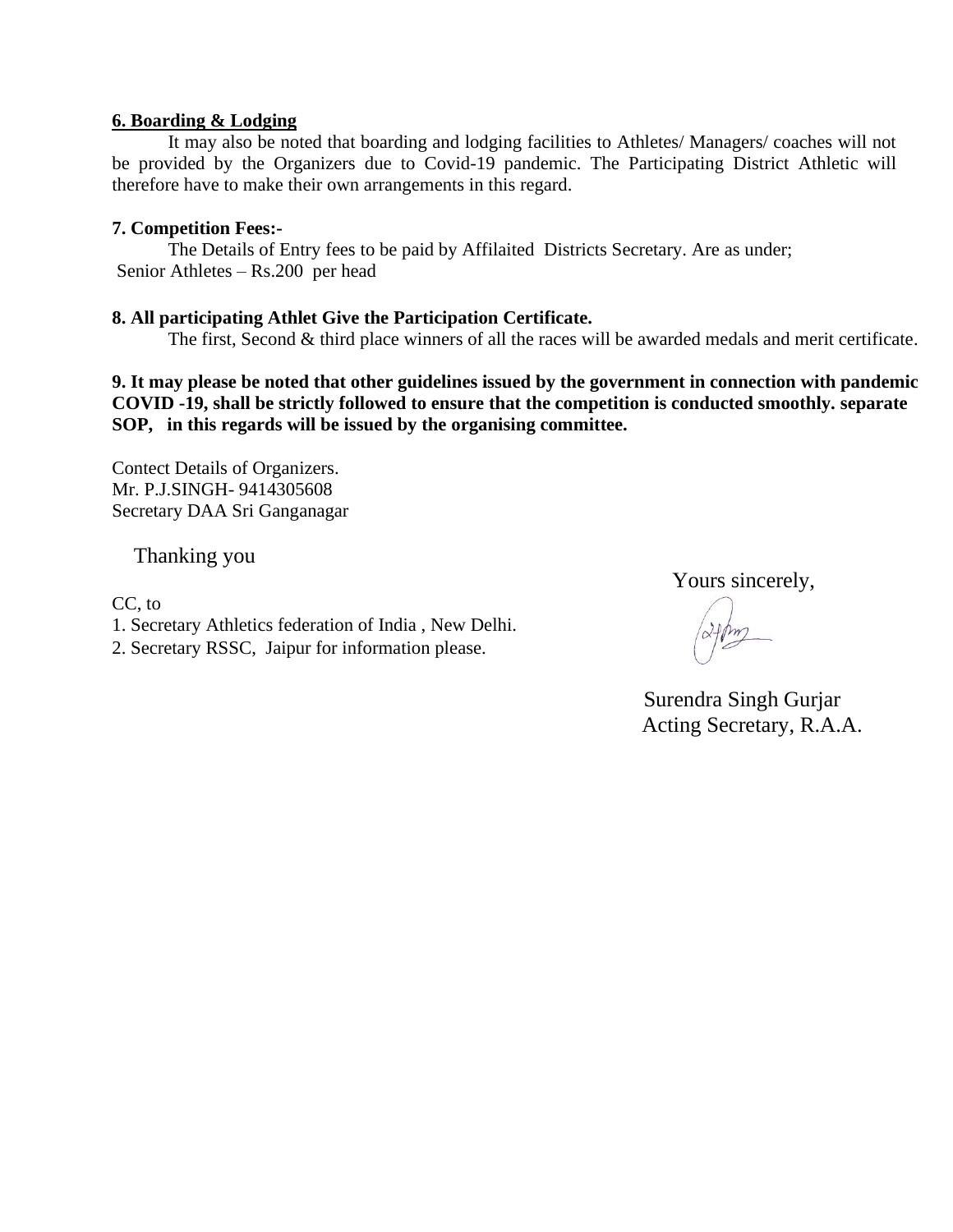**6. Boarding & Lodging**

It may also be noted that boarding and lodging facilities to Athletes/ Managers/ coaches will not be provided by the Organizers due to Covid-19 pandemic. The Participating District Athletic will therefore have to make their own arrangements in this regard.

**7. Competition Fees:-**

The Details of Entry fees to be paid by Affilaited Districts Secretary. Are as under;
Senior Athletes – Rs.200 per head

**8. All participating Athlet Give the Participation Certificate.**

The first, Second & third place winners of all the races will be awarded medals and merit certificate.

**9. It may please be noted that other guidelines issued by the government in connection with pandemic COVID -19, shall be strictly followed to ensure that the competition is conducted smoothly. separate SOP, in this regards will be issued by the organising committee.**

Contect Details of Organizers.
Mr. P.J.SINGH- 9414305608
Secretary DAA Sri Ganganagar

Thanking you

Yours sincerely,

CC, to

1. Secretary Athletics federation of India , New Delhi.
2. Secretary RSSC, Jaipur for information please.

Surendra Singh Gurjar
Acting Secretary, R.A.A.